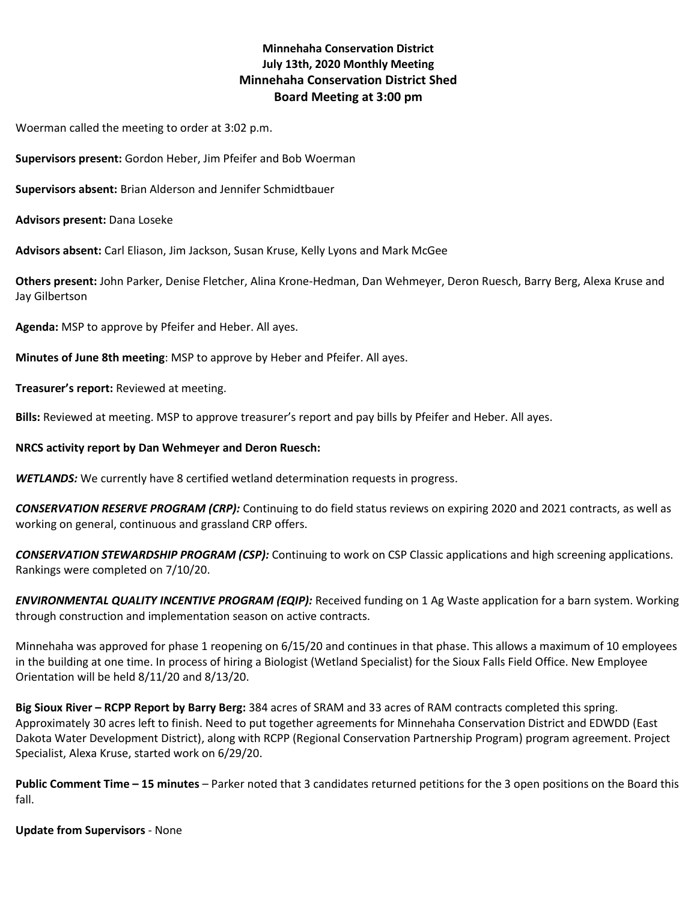**Minnehaha Conservation District**
**July 13th, 2020 Monthly Meeting**
**Minnehaha Conservation District Shed**
**Board Meeting at 3:00 pm**

Woerman called the meeting to order at 3:02 p.m.

**Supervisors present:** Gordon Heber, Jim Pfeifer and Bob Woerman

**Supervisors absent:** Brian Alderson and Jennifer Schmidtbauer

**Advisors present:** Dana Loseke

**Advisors absent:** Carl Eliason, Jim Jackson, Susan Kruse, Kelly Lyons and Mark McGee

**Others present:** John Parker, Denise Fletcher, Alina Krone-Hedman, Dan Wehmeyer, Deron Ruesch, Barry Berg, Alexa Kruse and Jay Gilbertson

**Agenda:** MSP to approve by Pfeifer and Heber. All ayes.

**Minutes of June 8th meeting**: MSP to approve by Heber and Pfeifer. All ayes.

**Treasurer's report:** Reviewed at meeting.

**Bills:** Reviewed at meeting. MSP to approve treasurer's report and pay bills by Pfeifer and Heber. All ayes.

**NRCS activity report by Dan Wehmeyer and Deron Ruesch:**

***WETLANDS:*** We currently have 8 certified wetland determination requests in progress.

***CONSERVATION RESERVE PROGRAM (CRP):*** Continuing to do field status reviews on expiring 2020 and 2021 contracts, as well as working on general, continuous and grassland CRP offers.

***CONSERVATION STEWARDSHIP PROGRAM (CSP):*** Continuing to work on CSP Classic applications and high screening applications. Rankings were completed on 7/10/20.

***ENVIRONMENTAL QUALITY INCENTIVE PROGRAM (EQIP):*** Received funding on 1 Ag Waste application for a barn system. Working through construction and implementation season on active contracts.

Minnehaha was approved for phase 1 reopening on 6/15/20 and continues in that phase. This allows a maximum of 10 employees in the building at one time. In process of hiring a Biologist (Wetland Specialist) for the Sioux Falls Field Office. New Employee Orientation will be held 8/11/20 and 8/13/20.

**Big Sioux River – RCPP Report by Barry Berg:** 384 acres of SRAM and 33 acres of RAM contracts completed this spring. Approximately 30 acres left to finish. Need to put together agreements for Minnehaha Conservation District and EDWDD (East Dakota Water Development District), along with RCPP (Regional Conservation Partnership Program) program agreement. Project Specialist, Alexa Kruse, started work on 6/29/20.

**Public Comment Time – 15 minutes** – Parker noted that 3 candidates returned petitions for the 3 open positions on the Board this fall.

**Update from Supervisors** - None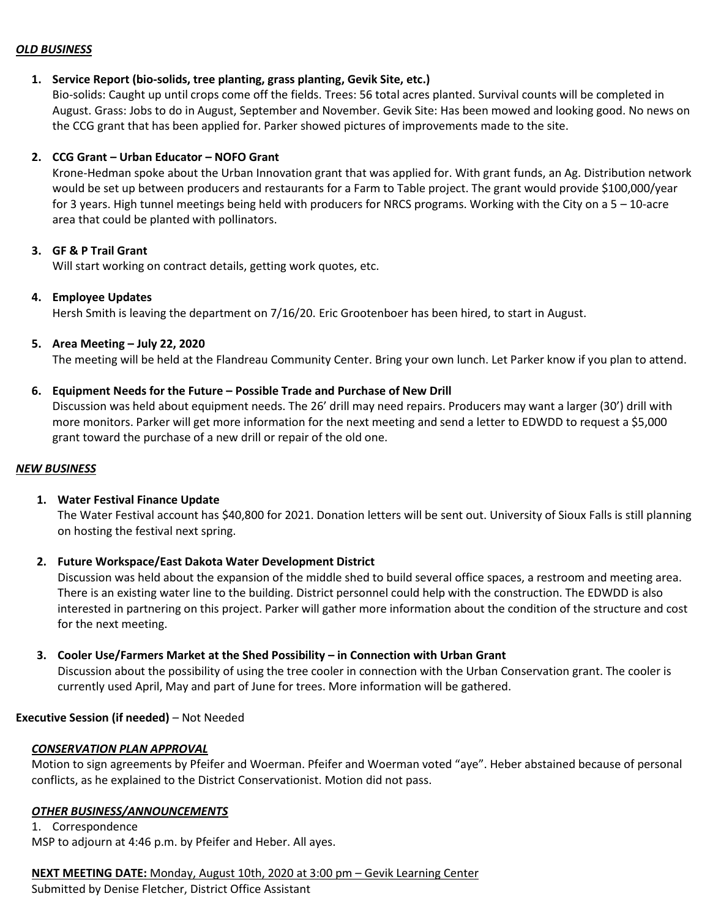***OLD BUSINESS***

1. **Service Report (bio-solids, tree planting, grass planting, Gevik Site, etc.)**
   Bio-solids: Caught up until crops come off the fields. Trees: 56 total acres planted. Survival counts will be completed in August. Grass: Jobs to do in August, September and November. Gevik Site: Has been mowed and looking good. No news on the CCG grant that has been applied for. Parker showed pictures of improvements made to the site.

2. **CCG Grant – Urban Educator – NOFO Grant**
   Krone-Hedman spoke about the Urban Innovation grant that was applied for. With grant funds, an Ag. Distribution network would be set up between producers and restaurants for a Farm to Table project. The grant would provide $100,000/year for 3 years. High tunnel meetings being held with producers for NRCS programs. Working with the City on a 5 – 10-acre area that could be planted with pollinators.

3. **GF & P Trail Grant**
   Will start working on contract details, getting work quotes, etc.

4. **Employee Updates**
   Hersh Smith is leaving the department on 7/16/20. Eric Grootenboer has been hired, to start in August.

5. **Area Meeting – July 22, 2020**
   The meeting will be held at the Flandreau Community Center. Bring your own lunch. Let Parker know if you plan to attend.

6. **Equipment Needs for the Future – Possible Trade and Purchase of New Drill**
   Discussion was held about equipment needs. The 26' drill may need repairs. Producers may want a larger (30') drill with more monitors. Parker will get more information for the next meeting and send a letter to EDWDD to request a $5,000 grant toward the purchase of a new drill or repair of the old one.

***NEW BUSINESS***

1. **Water Festival Finance Update**
   The Water Festival account has $40,800 for 2021. Donation letters will be sent out. University of Sioux Falls is still planning on hosting the festival next spring.

2. **Future Workspace/East Dakota Water Development District**
   Discussion was held about the expansion of the middle shed to build several office spaces, a restroom and meeting area. There is an existing water line to the building. District personnel could help with the construction. The EDWDD is also interested in partnering on this project. Parker will gather more information about the condition of the structure and cost for the next meeting.

3. **Cooler Use/Farmers Market at the Shed Possibility – in Connection with Urban Grant**
   Discussion about the possibility of using the tree cooler in connection with the Urban Conservation grant. The cooler is currently used April, May and part of June for trees. More information will be gathered.

**Executive Session (if needed)** – Not Needed

***CONSERVATION PLAN APPROVAL***

Motion to sign agreements by Pfeifer and Woerman. Pfeifer and Woerman voted "aye". Heber abstained because of personal conflicts, as he explained to the District Conservationist. Motion did not pass.

***OTHER BUSINESS/ANNOUNCEMENTS***

1. Correspondence

MSP to adjourn at 4:46 p.m. by Pfeifer and Heber. All ayes.

**NEXT MEETING DATE:** Monday, August 10th, 2020 at 3:00 pm – Gevik Learning Center

Submitted by Denise Fletcher, District Office Assistant